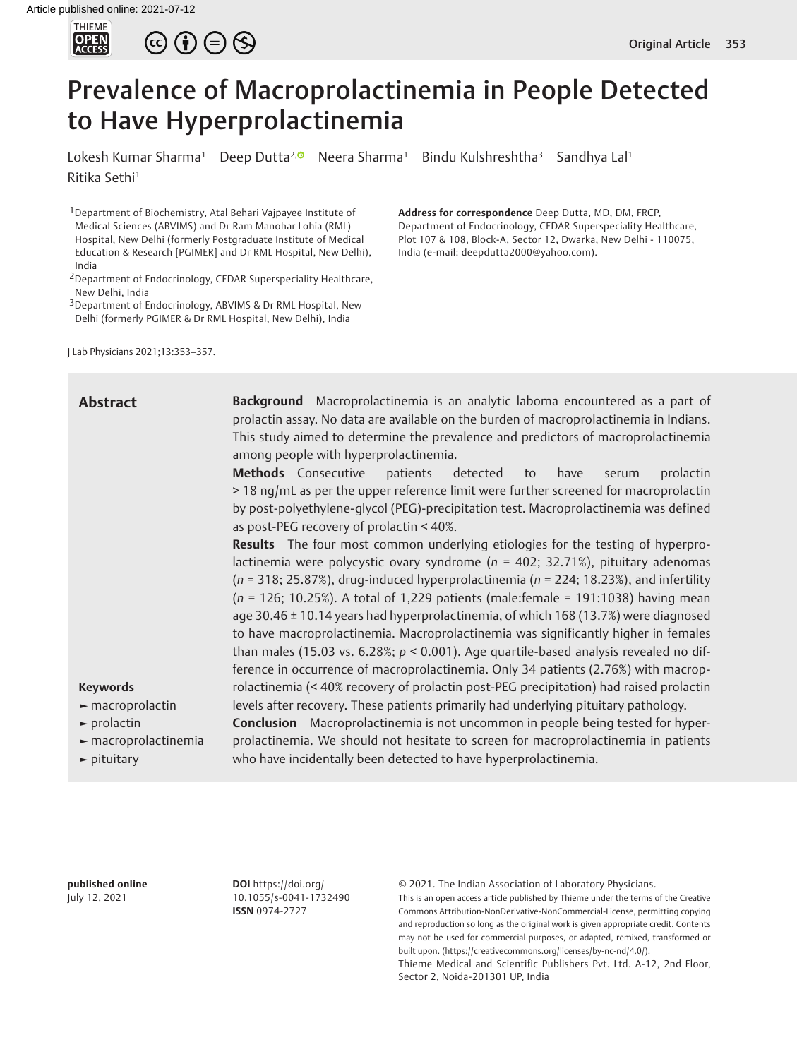# Prevalence of Macroprolactinemia in People Detected to Have Hyperprolactinemia

Lokesh Kumar Sharma[1] Deep Dutta[2] Neera Sharma[1] Bindu Kulshreshtha[3] Sandhya Lal[1] Ritika Sethi[1]

[1]Department of Biochemistry, Atal Behari Vajpayee Institute of Medical Sciences (ABVIMS) and Dr Ram Manohar Lohia (RML) Hospital, New Delhi (formerly Postgraduate Institute of Medical Education & Research [PGIMER] and Dr RML Hospital, New Delhi), India

[2]Department of Endocrinology, CEDAR Superspeciality Healthcare, New Delhi, India

[3]Department of Endocrinology, ABVIMS & Dr RML Hospital, New Delhi (formerly PGIMER & Dr RML Hospital, New Delhi), India

**Address for correspondence** Deep Dutta, MD, DM, FRCP, Department of Endocrinology, CEDAR Superspeciality Healthcare, Plot 107 & 108, Block-A, Sector 12, Dwarka, New Delhi - 110075, India (e-mail: deepdutta2000@yahoo.com).

J Lab Physicians 2021;13:353–357.

## Abstract

**Background** Macroprolactinemia is an analytic laboma encountered as a part of prolactin assay. No data are available on the burden of macroprolactinemia in Indians. This study aimed to determine the prevalence and predictors of macroprolactinemia among people with hyperprolactinemia.

**Methods** Consecutive patients detected to have serum prolactin > 18 ng/mL as per the upper reference limit were further screened for macroprolactin by post-polyethylene-glycol (PEG)-precipitation test. Macroprolactinemia was defined as post-PEG recovery of prolactin < 40%.

**Results** The four most common underlying etiologies for the testing of hyperprolactinemia were polycystic ovary syndrome (*n* = 402; 32.71%), pituitary adenomas (*n* = 318; 25.87%), drug-induced hyperprolactinemia (*n* = 224; 18.23%), and infertility (*n* = 126; 10.25%). A total of 1,229 patients (male:female = 191:1038) having mean age 30.46 ± 10.14 years had hyperprolactinemia, of which 168 (13.7%) were diagnosed to have macroprolactinemia. Macroprolactinemia was significantly higher in females than males (15.03 vs. 6.28%; $p < 0.001$). Age quartile-based analysis revealed no difference in occurrence of macroprolactinemia. Only 34 patients (2.76%) with macroprolactinemia (< 40% recovery of prolactin post-PEG precipitation) had raised prolactin levels after recovery. These patients primarily had underlying pituitary pathology.

**Conclusion** Macroprolactinemia is not uncommon in people being tested for hyperprolactinemia. We should not hesitate to screen for macroprolactinemia in patients who have incidentally been detected to have hyperprolactinemia.

**Keywords**

- macroprolactin
- prolactin
- macroprolactinemia
- pituitary

**published online** July 12, 2021

**DOI** https://doi.org/10.1055/s-0041-1732490
**ISSN** 0974-2727

© 2021. The Indian Association of Laboratory Physicians.
This is an open access article published by Thieme under the terms of the Creative Commons Attribution-NonDerivative-NonCommercial-License, permitting copying and reproduction so long as the original work is given appropriate credit. Contents may not be used for commercial purposes, or adapted, remixed, transformed or built upon. (https://creativecommons.org/licenses/by-nc-nd/4.0/).
Thieme Medical and Scientific Publishers Pvt. Ltd. A-12, 2nd Floor, Sector 2, Noida-201301 UP, India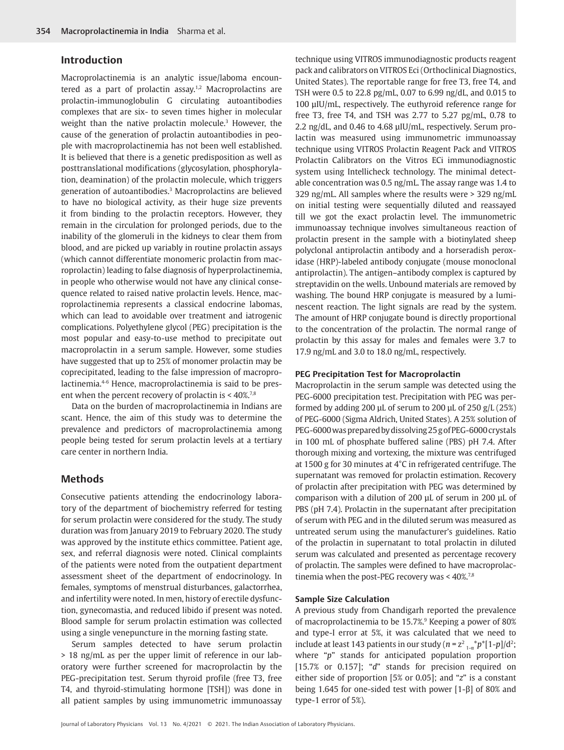## Introduction

Macroprolactinemia is an analytic issue/laboma encountered as a part of prolactin assay.[1,2] Macroprolactins are prolactin-immunoglobulin G circulating autoantibodies complexes that are six- to seven times higher in molecular weight than the native prolactin molecule.[3] However, the cause of the generation of prolactin autoantibodies in people with macroprolactinemia has not been well established. It is believed that there is a genetic predisposition as well as posttranslational modifications (glycosylation, phosphorylation, deamination) of the prolactin molecule, which triggers generation of autoantibodies.[3] Macroprolactins are believed to have no biological activity, as their huge size prevents it from binding to the prolactin receptors. However, they remain in the circulation for prolonged periods, due to the inability of the glomeruli in the kidneys to clear them from blood, and are picked up variably in routine prolactin assays (which cannot differentiate monomeric prolactin from macroprolactin) leading to false diagnosis of hyperprolactinemia, in people who otherwise would not have any clinical consequence related to raised native prolactin levels. Hence, macroprolactinemia represents a classical endocrine labomas, which can lead to avoidable over treatment and iatrogenic complications. Polyethylene glycol (PEG) precipitation is the most popular and easy-to-use method to precipitate out macroprolactin in a serum sample. However, some studies have suggested that up to 25% of monomer prolactin may be coprecipitated, leading to the false impression of macroprolactinemia.[4-6] Hence, macroprolactinemia is said to be present when the percent recovery of prolactin is < 40%.[7,8]

Data on the burden of macroprolactinemia in Indians are scant. Hence, the aim of this study was to determine the prevalence and predictors of macroprolactinemia among people being tested for serum prolactin levels at a tertiary care center in northern India.

## Methods

Consecutive patients attending the endocrinology laboratory of the department of biochemistry referred for testing for serum prolactin were considered for the study. The study duration was from January 2019 to February 2020. The study was approved by the institute ethics committee. Patient age, sex, and referral diagnosis were noted. Clinical complaints of the patients were noted from the outpatient department assessment sheet of the department of endocrinology. In females, symptoms of menstrual disturbances, galactorrhea, and infertility were noted. In men, history of erectile dysfunction, gynecomastia, and reduced libido if present was noted. Blood sample for serum prolactin estimation was collected using a single venepuncture in the morning fasting state.

Serum samples detected to have serum prolactin > 18 ng/mL as per the upper limit of reference in our laboratory were further screened for macroprolactin by the PEG-precipitation test. Serum thyroid profile (free T3, free T4, and thyroid-stimulating hormone [TSH]) was done in all patient samples by using immunometric immunoassay technique using VITROS immunodiagnostic products reagent pack and calibrators on VITROS Eci (Orthoclinical Diagnostics, United States). The reportable range for free T3, free T4, and TSH were 0.5 to 22.8 pg/mL, 0.07 to 6.99 ng/dL, and 0.015 to 100 µIU/mL, respectively. The euthyroid reference range for free T3, free T4, and TSH was 2.77 to 5.27 pg/mL, 0.78 to 2.2 ng/dL, and 0.46 to 4.68 µIU/mL, respectively. Serum prolactin was measured using immunometric immunoassay technique using VITROS Prolactin Reagent Pack and VITROS Prolactin Calibrators on the Vitros ECi immunodiagnostic system using Intellicheck technology. The minimal detectable concentration was 0.5 ng/mL. The assay range was 1.4 to 329 ng/mL. All samples where the results were > 329 ng/mL on initial testing were sequentially diluted and reassayed till we got the exact prolactin level. The immunometric immunoassay technique involves simultaneous reaction of prolactin present in the sample with a biotinylated sheep polyclonal antiprolactin antibody and a horseradish peroxidase (HRP)-labeled antibody conjugate (mouse monoclonal antiprolactin). The antigen–antibody complex is captured by streptavidin on the wells. Unbound materials are removed by washing. The bound HRP conjugate is measured by a luminescent reaction. The light signals are read by the system. The amount of HRP conjugate bound is directly proportional to the concentration of the prolactin. The normal range of prolactin by this assay for males and females were 3.7 to 17.9 ng/mL and 3.0 to 18.0 ng/mL, respectively.

### PEG Precipitation Test for Macroprolactin

Macroprolactin in the serum sample was detected using the PEG-6000 precipitation test. Precipitation with PEG was performed by adding 200 µL of serum to 200 µL of 250 g/L (25%) of PEG-6000 (Sigma Aldrich, United States). A 25% solution of PEG-6000 was prepared by dissolving 25 g of PEG-6000 crystals in 100 mL of phosphate buffered saline (PBS) pH 7.4. After thorough mixing and vortexing, the mixture was centrifuged at 1500 g for 30 minutes at 4°C in refrigerated centrifuge. The supernatant was removed for prolactin estimation. Recovery of prolactin after precipitation with PEG was determined by comparison with a dilution of 200 µL of serum in 200 µL of PBS (pH 7.4). Prolactin in the supernatant after precipitation of serum with PEG and in the diluted serum was measured as untreated serum using the manufacturer's guidelines. Ratio of the prolactin in supernatant to total prolactin in diluted serum was calculated and presented as percentage recovery of prolactin. The samples were defined to have macroprolactinemia when the post-PEG recovery was < 40%.[7,8]

### Sample Size Calculation

A previous study from Chandigarh reported the prevalence of macroprolactinemia to be 15.7%.[9] Keeping a power of 80% and type-I error at 5%, it was calculated that we need to include at least 143 patients in our study ($n = z^2_{1-\alpha} * p * [1-p]/d^2$; where "$p$" stands for anticipated population proportion [15.7% or 0.157]; "$d$" stands for precision required on either side of proportion [5% or 0.05]; and "$z$" is a constant being 1.645 for one-sided test with power [1-β] of 80% and type-1 error of 5%).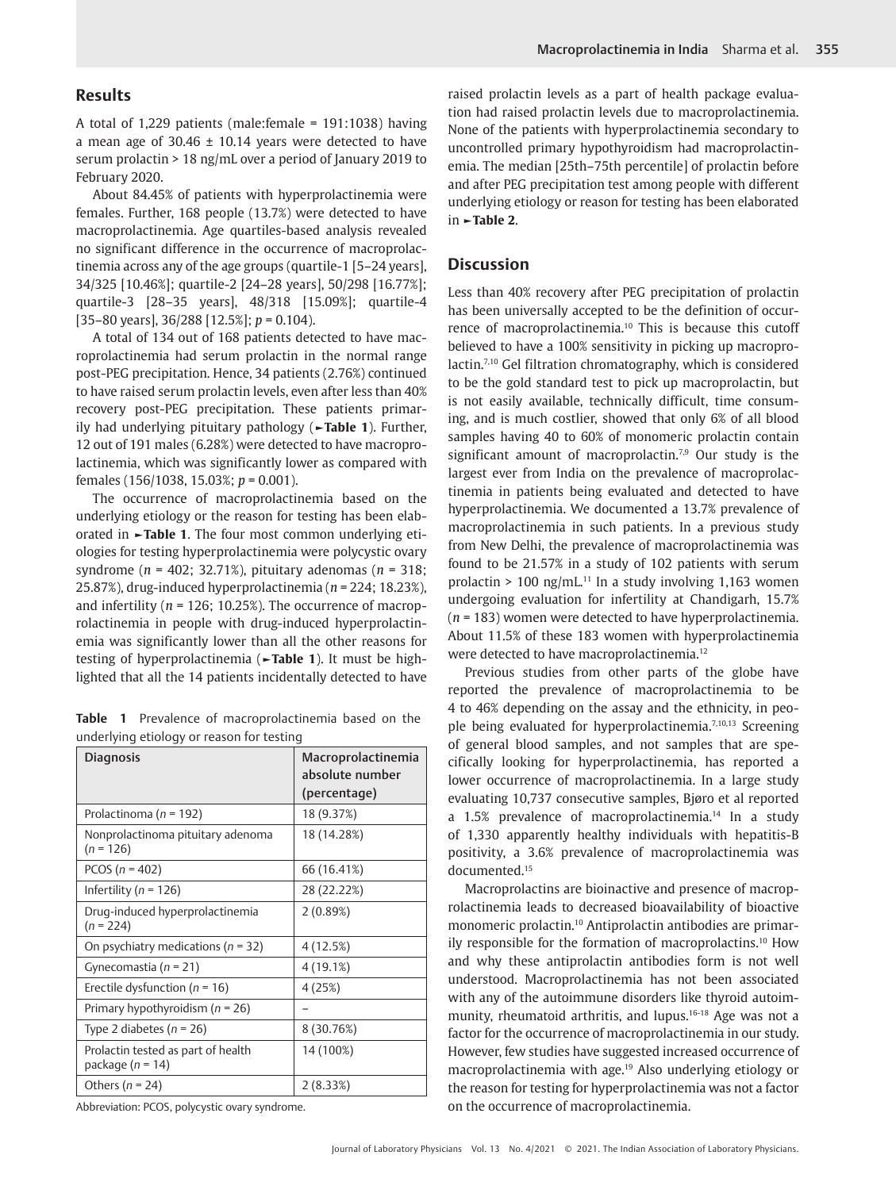## Results

A total of 1,229 patients (male:female = 191:1038) having a mean age of 30.46 ± 10.14 years were detected to have serum prolactin > 18 ng/mL over a period of January 2019 to February 2020.

About 84.45% of patients with hyperprolactinemia were females. Further, 168 people (13.7%) were detected to have macroprolactinemia. Age quartiles-based analysis revealed no significant difference in the occurrence of macroprolactinemia across any of the age groups (quartile-1 [5–24 years], 34/325 [10.46%]; quartile-2 [24–28 years], 50/298 [16.77%]; quartile-3 [28–35 years], 48/318 [15.09%]; quartile-4 [35–80 years], 36/288 [12.5%]; $p = 0.104$).

A total of 134 out of 168 patients detected to have macroprolactinemia had serum prolactin in the normal range post-PEG precipitation. Hence, 34 patients (2.76%) continued to have raised serum prolactin levels, even after less than 40% recovery post-PEG precipitation. These patients primarily had underlying pituitary pathology (►**Table 1**). Further, 12 out of 191 males (6.28%) were detected to have macroprolactinemia, which was significantly lower as compared with females (156/1038, 15.03%; $p = 0.001$).

The occurrence of macroprolactinemia based on the underlying etiology or the reason for testing has been elaborated in ►**Table 1**. The four most common underlying etiologies for testing hyperprolactinemia were polycystic ovary syndrome ($n = 402$; 32.71%), pituitary adenomas ($n = 318$; 25.87%), drug-induced hyperprolactinemia ($n = 224$; 18.23%), and infertility ($n = 126$; 10.25%). The occurrence of macroprolactinemia in people with drug-induced hyperprolactinemia was significantly lower than all the other reasons for testing of hyperprolactinemia (►**Table 1**). It must be highlighted that all the 14 patients incidentally detected to have raised prolactin levels as a part of health package evaluation had raised prolactin levels due to macroprolactinemia. None of the patients with hyperprolactinemia secondary to uncontrolled primary hypothyroidism had macroprolactinemia. The median [25th–75th percentile] of prolactin before and after PEG precipitation test among people with different underlying etiology or reason for testing has been elaborated in ►**Table 2**.

**Table 1** Prevalence of macroprolactinemia based on the underlying etiology or reason for testing

| Diagnosis | Macroprolactinemia absolute number (percentage) |
|---|---|
| Prolactinoma ($n = 192$) | 18 (9.37%) |
| Nonprolactinoma pituitary adenoma ($n = 126$) | 18 (14.28%) |
| PCOS ($n = 402$) | 66 (16.41%) |
| Infertility ($n = 126$) | 28 (22.22%) |
| Drug-induced hyperprolactinemia ($n = 224$) | 2 (0.89%) |
| On psychiatry medications ($n = 32$) | 4 (12.5%) |
| Gynecomastia ($n = 21$) | 4 (19.1%) |
| Erectile dysfunction ($n = 16$) | 4 (25%) |
| Primary hypothyroidism ($n = 26$) | – |
| Type 2 diabetes ($n = 26$) | 8 (30.76%) |
| Prolactin tested as part of health package ($n = 14$) | 14 (100%) |
| Others ($n = 24$) | 2 (8.33%) |

Abbreviation: PCOS, polycystic ovary syndrome.

## Discussion

Less than 40% recovery after PEG precipitation of prolactin has been universally accepted to be the definition of occurrence of macroprolactinemia.[10] This is because this cutoff believed to have a 100% sensitivity in picking up macroprolactin.[7,10] Gel filtration chromatography, which is considered to be the gold standard test to pick up macroprolactin, but is not easily available, technically difficult, time consuming, and is much costlier, showed that only 6% of all blood samples having 40 to 60% of monomeric prolactin contain significant amount of macroprolactin.[7,9] Our study is the largest ever from India on the prevalence of macroprolactinemia in patients being evaluated and detected to have hyperprolactinemia. We documented a 13.7% prevalence of macroprolactinemia in such patients. In a previous study from New Delhi, the prevalence of macroprolactinemia was found to be 21.57% in a study of 102 patients with serum prolactin > 100 ng/mL.[11] In a study involving 1,163 women undergoing evaluation for infertility at Chandigarh, 15.7% ($n = 183$) women were detected to have hyperprolactinemia. About 11.5% of these 183 women with hyperprolactinemia were detected to have macroprolactinemia.[12]

Previous studies from other parts of the globe have reported the prevalence of macroprolactinemia to be 4 to 46% depending on the assay and the ethnicity, in people being evaluated for hyperprolactinemia.[7,10,13] Screening of general blood samples, and not samples that are specifically looking for hyperprolactinemia, has reported a lower occurrence of macroprolactinemia. In a large study evaluating 10,737 consecutive samples, Bjøro et al reported a 1.5% prevalence of macroprolactinemia.[14] In a study of 1,330 apparently healthy individuals with hepatitis-B positivity, a 3.6% prevalence of macroprolactinemia was documented.[15]

Macroprolactins are bioinactive and presence of macroprolactinemia leads to decreased bioavailability of bioactive monomeric prolactin.[10] Antiprolactin antibodies are primarily responsible for the formation of macroprolactins.[10] How and why these antiprolactin antibodies form is not well understood. Macroprolactinemia has not been associated with any of the autoimmune disorders like thyroid autoimmunity, rheumatoid arthritis, and lupus.[16-18] Age was not a factor for the occurrence of macroprolactinemia in our study. However, few studies have suggested increased occurrence of macroprolactinemia with age.[19] Also underlying etiology or the reason for testing for hyperprolactinemia was not a factor on the occurrence of macroprolactinemia.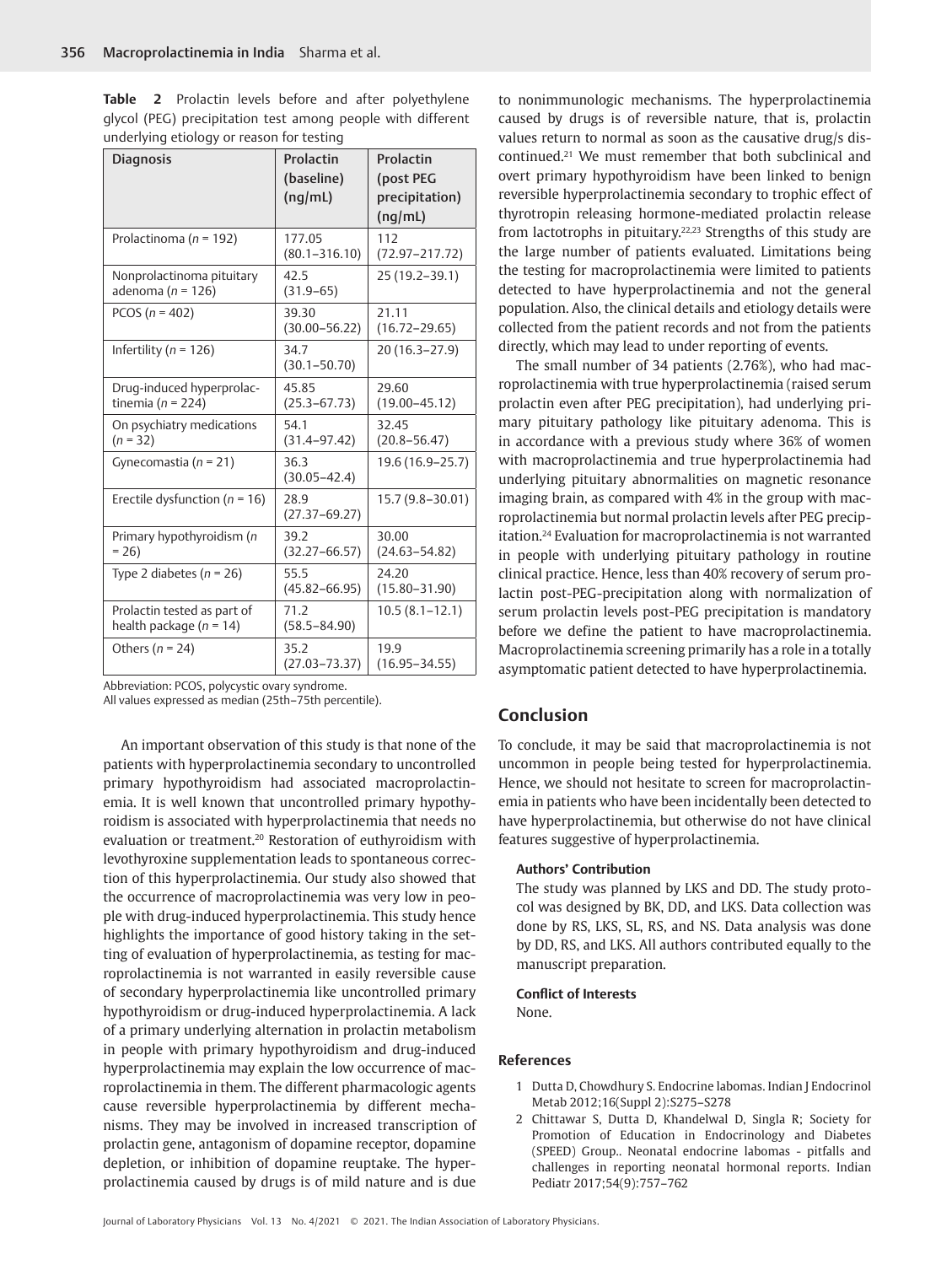**Table 2** Prolactin levels before and after polyethylene glycol (PEG) precipitation test among people with different underlying etiology or reason for testing

| Diagnosis | Prolactin (baseline) (ng/mL) | Prolactin (post PEG precipitation) (ng/mL) |
|---|---|---|
| Prolactinoma (*n* = 192) | 177.05 (80.1–316.10) | 112 (72.97–217.72) |
| Nonprolactinoma pituitary adenoma (*n* = 126) | 42.5 (31.9–65) | 25 (19.2–39.1) |
| PCOS (*n* = 402) | 39.30 (30.00–56.22) | 21.11 (16.72–29.65) |
| Infertility (*n* = 126) | 34.7 (30.1–50.70) | 20 (16.3–27.9) |
| Drug-induced hyperprolactinemia (*n* = 224) | 45.85 (25.3–67.73) | 29.60 (19.00–45.12) |
| On psychiatry medications (*n* = 32) | 54.1 (31.4–97.42) | 32.45 (20.8–56.47) |
| Gynecomastia (*n* = 21) | 36.3 (30.05–42.4) | 19.6 (16.9–25.7) |
| Erectile dysfunction (*n* = 16) | 28.9 (27.37–69.27) | 15.7 (9.8–30.01) |
| Primary hypothyroidism (*n* = 26) | 39.2 (32.27–66.57) | 30.00 (24.63–54.82) |
| Type 2 diabetes (*n* = 26) | 55.5 (45.82–66.95) | 24.20 (15.80–31.90) |
| Prolactin tested as part of health package (*n* = 14) | 71.2 (58.5–84.90) | 10.5 (8.1–12.1) |
| Others (*n* = 24) | 35.2 (27.03–73.37) | 19.9 (16.95–34.55) |

Abbreviation: PCOS, polycystic ovary syndrome.
All values expressed as median (25th–75th percentile).

An important observation of this study is that none of the patients with hyperprolactinemia secondary to uncontrolled primary hypothyroidism had associated macroprolactinemia. It is well known that uncontrolled primary hypothyroidism is associated with hyperprolactinemia that needs no evaluation or treatment.[20] Restoration of euthyroidism with levothyroxine supplementation leads to spontaneous correction of this hyperprolactinemia. Our study also showed that the occurrence of macroprolactinemia was very low in people with drug-induced hyperprolactinemia. This study hence highlights the importance of good history taking in the setting of evaluation of hyperprolactinemia, as testing for macroprolactinemia is not warranted in easily reversible cause of secondary hyperprolactinemia like uncontrolled primary hypothyroidism or drug-induced hyperprolactinemia. A lack of a primary underlying alternation in prolactin metabolism in people with primary hypothyroidism and drug-induced hyperprolactinemia may explain the low occurrence of macroprolactinemia in them. The different pharmacologic agents cause reversible hyperprolactinemia by different mechanisms. They may be involved in increased transcription of prolactin gene, antagonism of dopamine receptor, dopamine depletion, or inhibition of dopamine reuptake. The hyperprolactinemia caused by drugs is of mild nature and is due to nonimmunologic mechanisms. The hyperprolactinemia caused by drugs is of reversible nature, that is, prolactin values return to normal as soon as the causative drug/s discontinued.[21] We must remember that both subclinical and overt primary hypothyroidism have been linked to benign reversible hyperprolactinemia secondary to trophic effect of thyrotropin releasing hormone-mediated prolactin release from lactotrophs in pituitary.[22,23] Strengths of this study are the large number of patients evaluated. Limitations being the testing for macroprolactinemia were limited to patients detected to have hyperprolactinemia and not the general population. Also, the clinical details and etiology details were collected from the patient records and not from the patients directly, which may lead to under reporting of events.

The small number of 34 patients (2.76%), who had macroprolactinemia with true hyperprolactinemia (raised serum prolactin even after PEG precipitation), had underlying primary pituitary pathology like pituitary adenoma. This is in accordance with a previous study where 36% of women with macroprolactinemia and true hyperprolactinemia had underlying pituitary abnormalities on magnetic resonance imaging brain, as compared with 4% in the group with macroprolactinemia but normal prolactin levels after PEG precipitation.[24] Evaluation for macroprolactinemia is not warranted in people with underlying pituitary pathology in routine clinical practice. Hence, less than 40% recovery of serum prolactin post-PEG-precipitation along with normalization of serum prolactin levels post-PEG precipitation is mandatory before we define the patient to have macroprolactinemia. Macroprolactinemia screening primarily has a role in a totally asymptomatic patient detected to have hyperprolactinemia.

## Conclusion

To conclude, it may be said that macroprolactinemia is not uncommon in people being tested for hyperprolactinemia. Hence, we should not hesitate to screen for macroprolactinemia in patients who have been incidentally been detected to have hyperprolactinemia, but otherwise do not have clinical features suggestive of hyperprolactinemia.

**Authors' Contribution**

The study was planned by LKS and DD. The study protocol was designed by BK, DD, and LKS. Data collection was done by RS, LKS, SL, RS, and NS. Data analysis was done by DD, RS, and LKS. All authors contributed equally to the manuscript preparation.

**Conflict of Interests**

None.

### References

1. Dutta D, Chowdhury S. Endocrine labomas. Indian J Endocrinol Metab 2012;16(Suppl 2):S275–S278
2. Chittawar S, Dutta D, Khandelwal D, Singla R; Society for Promotion of Education in Endocrinology and Diabetes (SPEED) Group.. Neonatal endocrine labomas - pitfalls and challenges in reporting neonatal hormonal reports. Indian Pediatr 2017;54(9):757–762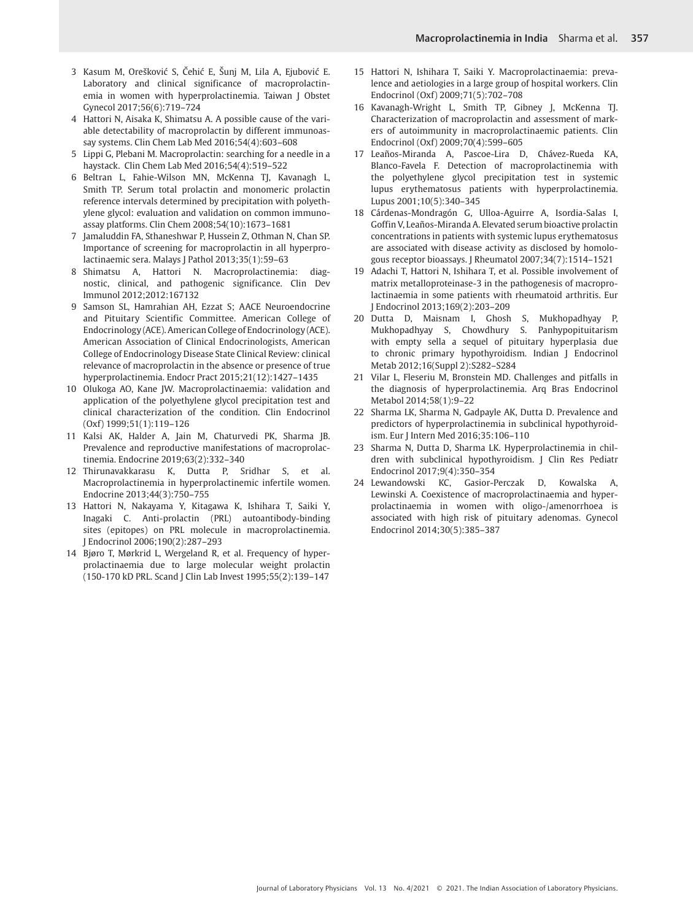3 Kasum M, Orešković S, Čehić E, Šunj M, Lila A, Ejubović E. Laboratory and clinical significance of macroprolactinemia in women with hyperprolactinemia. Taiwan J Obstet Gynecol 2017;56(6):719–724

4 Hattori N, Aisaka K, Shimatsu A. A possible cause of the variable detectability of macroprolactin by different immunoassay systems. Clin Chem Lab Med 2016;54(4):603–608

5 Lippi G, Plebani M. Macroprolactin: searching for a needle in a haystack. Clin Chem Lab Med 2016;54(4):519–522

6 Beltran L, Fahie-Wilson MN, McKenna TJ, Kavanagh L, Smith TP. Serum total prolactin and monomeric prolactin reference intervals determined by precipitation with polyethylene glycol: evaluation and validation on common immunoassay platforms. Clin Chem 2008;54(10):1673–1681

7 Jamaluddin FA, Sthaneshwar P, Hussein Z, Othman N, Chan SP. Importance of screening for macroprolactin in all hyperprolactinaemic sera. Malays J Pathol 2013;35(1):59–63

8 Shimatsu A, Hattori N. Macroprolactinemia: diagnostic, clinical, and pathogenic significance. Clin Dev Immunol 2012;2012:167132

9 Samson SL, Hamrahian AH, Ezzat S; AACE Neuroendocrine and Pituitary Scientific Committee. American College of Endocrinology (ACE). American College of Endocrinology (ACE). American Association of Clinical Endocrinologists, American College of Endocrinology Disease State Clinical Review: clinical relevance of macroprolactin in the absence or presence of true hyperprolactinemia. Endocr Pract 2015;21(12):1427–1435

10 Olukoga AO, Kane JW. Macroprolactinaemia: validation and application of the polyethylene glycol precipitation test and clinical characterization of the condition. Clin Endocrinol (Oxf) 1999;51(1):119–126

11 Kalsi AK, Halder A, Jain M, Chaturvedi PK, Sharma JB. Prevalence and reproductive manifestations of macroprolactinemia. Endocrine 2019;63(2):332–340

12 Thirunavakkarasu K, Dutta P, Sridhar S, et al. Macroprolactinemia in hyperprolactinemic infertile women. Endocrine 2013;44(3):750–755

13 Hattori N, Nakayama Y, Kitagawa K, Ishihara T, Saiki Y, Inagaki C. Anti-prolactin (PRL) autoantibody-binding sites (epitopes) on PRL molecule in macroprolactinemia. J Endocrinol 2006;190(2):287–293

14 Bjøro T, Mørkrid L, Wergeland R, et al. Frequency of hyperprolactinaemia due to large molecular weight prolactin (150-170 kD PRL. Scand J Clin Lab Invest 1995;55(2):139–147

15 Hattori N, Ishihara T, Saiki Y. Macroprolactinaemia: prevalence and aetiologies in a large group of hospital workers. Clin Endocrinol (Oxf) 2009;71(5):702–708

16 Kavanagh-Wright L, Smith TP, Gibney J, McKenna TJ. Characterization of macroprolactin and assessment of markers of autoimmunity in macroprolactinaemic patients. Clin Endocrinol (Oxf) 2009;70(4):599–605

17 Leaños-Miranda A, Pascoe-Lira D, Chávez-Rueda KA, Blanco-Favela F. Detection of macroprolactinemia with the polyethylene glycol precipitation test in systemic lupus erythematosus patients with hyperprolactinemia. Lupus 2001;10(5):340–345

18 Cárdenas-Mondragón G, Ulloa-Aguirre A, Isordia-Salas I, Goffin V, Leaños-Miranda A. Elevated serum bioactive prolactin concentrations in patients with systemic lupus erythematosus are associated with disease activity as disclosed by homologous receptor bioassays. J Rheumatol 2007;34(7):1514–1521

19 Adachi T, Hattori N, Ishihara T, et al. Possible involvement of matrix metalloproteinase-3 in the pathogenesis of macroprolactinaemia in some patients with rheumatoid arthritis. Eur J Endocrinol 2013;169(2):203–209

20 Dutta D, Maisnam I, Ghosh S, Mukhopadhyay P, Mukhopadhyay S, Chowdhury S. Panhypopituitarism with empty sella a sequel of pituitary hyperplasia due to chronic primary hypothyroidism. Indian J Endocrinol Metab 2012;16(Suppl 2):S282–S284

21 Vilar L, Fleseriu M, Bronstein MD. Challenges and pitfalls in the diagnosis of hyperprolactinemia. Arq Bras Endocrinol Metabol 2014;58(1):9–22

22 Sharma LK, Sharma N, Gadpayle AK, Dutta D. Prevalence and predictors of hyperprolactinemia in subclinical hypothyroidism. Eur J Intern Med 2016;35:106–110

23 Sharma N, Dutta D, Sharma LK. Hyperprolactinemia in children with subclinical hypothyroidism. J Clin Res Pediatr Endocrinol 2017;9(4):350–354

24 Lewandowski KC, Gasior-Perczak D, Kowalska A, Lewinski A. Coexistence of macroprolactinaemia and hyperprolactinaemia in women with oligo-/amenorrhoea is associated with high risk of pituitary adenomas. Gynecol Endocrinol 2014;30(5):385–387